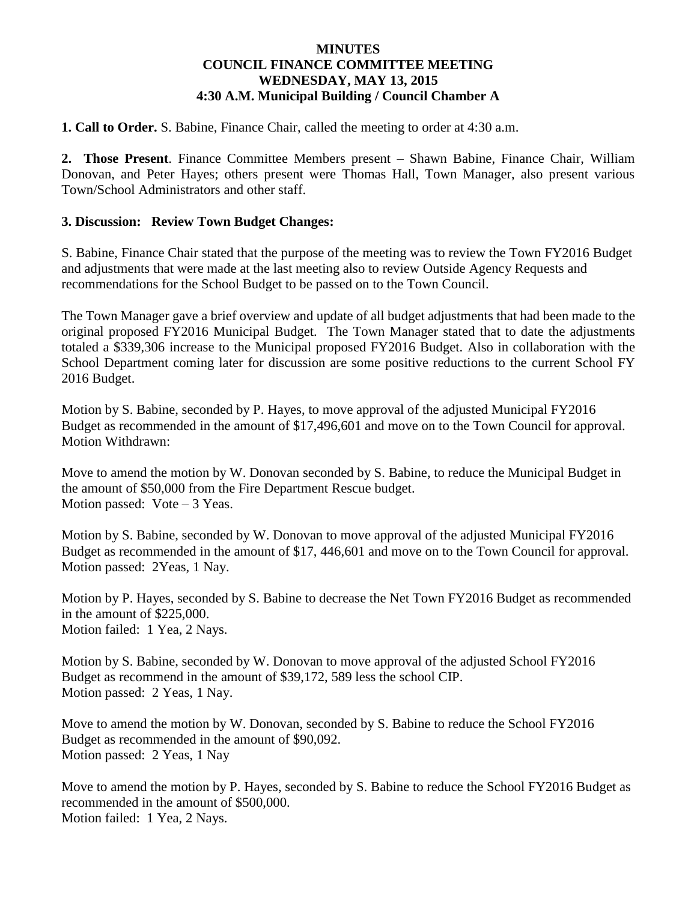**MINUTES**
**COUNCIL FINANCE COMMITTEE MEETING**
**WEDNESDAY, MAY 13, 2015**
**4:30 A.M. Municipal Building / Council Chamber A**

**1. Call to Order.** S. Babine, Finance Chair, called the meeting to order at 4:30 a.m.

**2. Those Present**. Finance Committee Members present – Shawn Babine, Finance Chair, William Donovan, and Peter Hayes; others present were Thomas Hall, Town Manager, also present various Town/School Administrators and other staff.

**3. Discussion: Review Town Budget Changes:**

S. Babine, Finance Chair stated that the purpose of the meeting was to review the Town FY2016 Budget and adjustments that were made at the last meeting also to review Outside Agency Requests and recommendations for the School Budget to be passed on to the Town Council.

The Town Manager gave a brief overview and update of all budget adjustments that had been made to the original proposed FY2016 Municipal Budget. The Town Manager stated that to date the adjustments totaled a $339,306 increase to the Municipal proposed FY2016 Budget. Also in collaboration with the School Department coming later for discussion are some positive reductions to the current School FY 2016 Budget.

Motion by S. Babine, seconded by P. Hayes, to move approval of the adjusted Municipal FY2016 Budget as recommended in the amount of $17,496,601 and move on to the Town Council for approval.
Motion Withdrawn:

Move to amend the motion by W. Donovan seconded by S. Babine, to reduce the Municipal Budget in the amount of $50,000 from the Fire Department Rescue budget.
Motion passed: Vote – 3 Yeas.

Motion by S. Babine, seconded by W. Donovan to move approval of the adjusted Municipal FY2016 Budget as recommended in the amount of $17, 446,601 and move on to the Town Council for approval.
Motion passed: 2Yeas, 1 Nay.

Motion by P. Hayes, seconded by S. Babine to decrease the Net Town FY2016 Budget as recommended in the amount of $225,000.
Motion failed: 1 Yea, 2 Nays.

Motion by S. Babine, seconded by W. Donovan to move approval of the adjusted School FY2016 Budget as recommend in the amount of $39,172, 589 less the school CIP.
Motion passed: 2 Yeas, 1 Nay.

Move to amend the motion by W. Donovan, seconded by S. Babine to reduce the School FY2016 Budget as recommended in the amount of $90,092.
Motion passed: 2 Yeas, 1 Nay

Move to amend the motion by P. Hayes, seconded by S. Babine to reduce the School FY2016 Budget as recommended in the amount of $500,000.
Motion failed: 1 Yea, 2 Nays.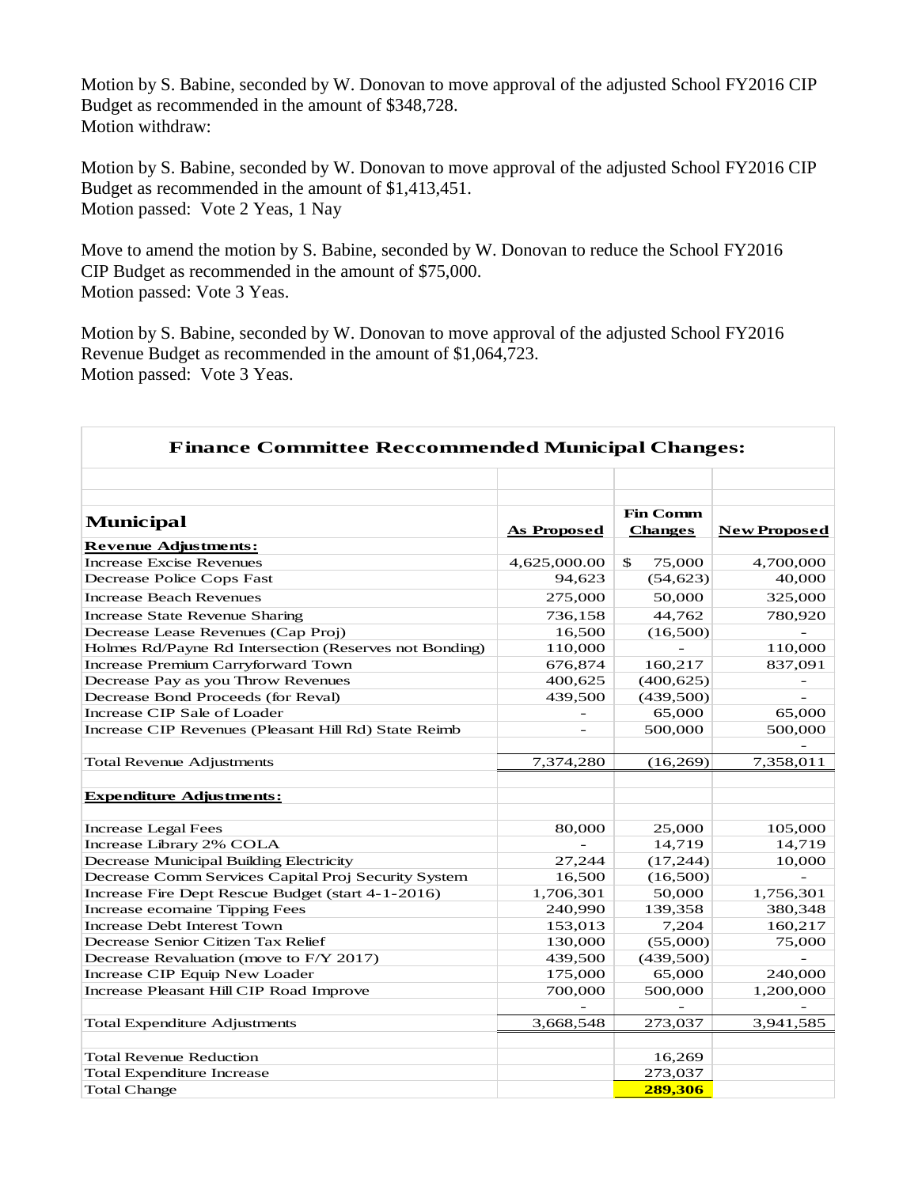Motion by S. Babine, seconded by W. Donovan to move approval of the adjusted School FY2016 CIP Budget as recommended in the amount of $348,728.
Motion withdraw:

Motion by S. Babine, seconded by W. Donovan to move approval of the adjusted School FY2016 CIP Budget as recommended in the amount of $1,413,451.
Motion passed: Vote 2 Yeas, 1 Nay

Move to amend the motion by S. Babine, seconded by W. Donovan to reduce the School FY2016 CIP Budget as recommended in the amount of $75,000.
Motion passed: Vote 3 Yeas.

Motion by S. Babine, seconded by W. Donovan to move approval of the adjusted School FY2016 Revenue Budget as recommended in the amount of $1,064,723.
Motion passed: Vote 3 Yeas.

**Finance Committee Reccommended Municipal Changes:**

| **Municipal** | **As Proposed** | **Fin Comm Changes** | **New Proposed** |
|---|---|---|---|
| **Revenue Adjustments:** | | | |
| Increase Excise Revenues | 4,625,000.00 | $ 75,000 | 4,700,000 |
| Decrease Police Cops Fast | 94,623 | (54,623) | 40,000 |
| Increase Beach Revenues | 275,000 | 50,000 | 325,000 |
| Increase State Revenue Sharing | 736,158 | 44,762 | 780,920 |
| Decrease Lease Revenues (Cap Proj) | 16,500 | (16,500) | - |
| Holmes Rd/Payne Rd Intersection (Reserves not Bonding) | 110,000 | - | 110,000 |
| Increase Premium Carryforward Town | 676,874 | 160,217 | 837,091 |
| Decrease Pay as you Throw Revenues | 400,625 | (400,625) | - |
| Decrease Bond Proceeds (for Reval) | 439,500 | (439,500) | - |
| Increase CIP Sale of Loader | - | 65,000 | 65,000 |
| Increase CIP Revenues (Pleasant Hill Rd) State Reimb | - | 500,000 | 500,000 |
| | | | - |
| Total Revenue Adjustments | 7,374,280 | (16,269) | 7,358,011 |
| | | | |
| **Expenditure Adjustments:** | | | |
| | | | |
| Increase Legal Fees | 80,000 | 25,000 | 105,000 |
| Increase Library 2% COLA | - | 14,719 | 14,719 |
| Decrease Municipal Building Electricity | 27,244 | (17,244) | 10,000 |
| Decrease Comm Services Capital Proj Security System | 16,500 | (16,500) | - |
| Increase Fire Dept Rescue Budget (start 4-1-2016) | 1,706,301 | 50,000 | 1,756,301 |
| Increase ecomaine Tipping Fees | 240,990 | 139,358 | 380,348 |
| Increase Debt Interest Town | 153,013 | 7,204 | 160,217 |
| Decrease Senior Citizen Tax Relief | 130,000 | (55,000) | 75,000 |
| Decrease Revaluation (move to F/Y 2017) | 439,500 | (439,500) | - |
| Increase CIP Equip New Loader | 175,000 | 65,000 | 240,000 |
| Increase Pleasant Hill CIP Road Improve | 700,000 | 500,000 | 1,200,000 |
| | - | - | - |
| Total Expenditure Adjustments | 3,668,548 | 273,037 | 3,941,585 |
| | | | |
| Total Revenue Reduction | | 16,269 | |
| Total Expenditure Increase | | 273,037 | |
| Total Change | | **289,306** | |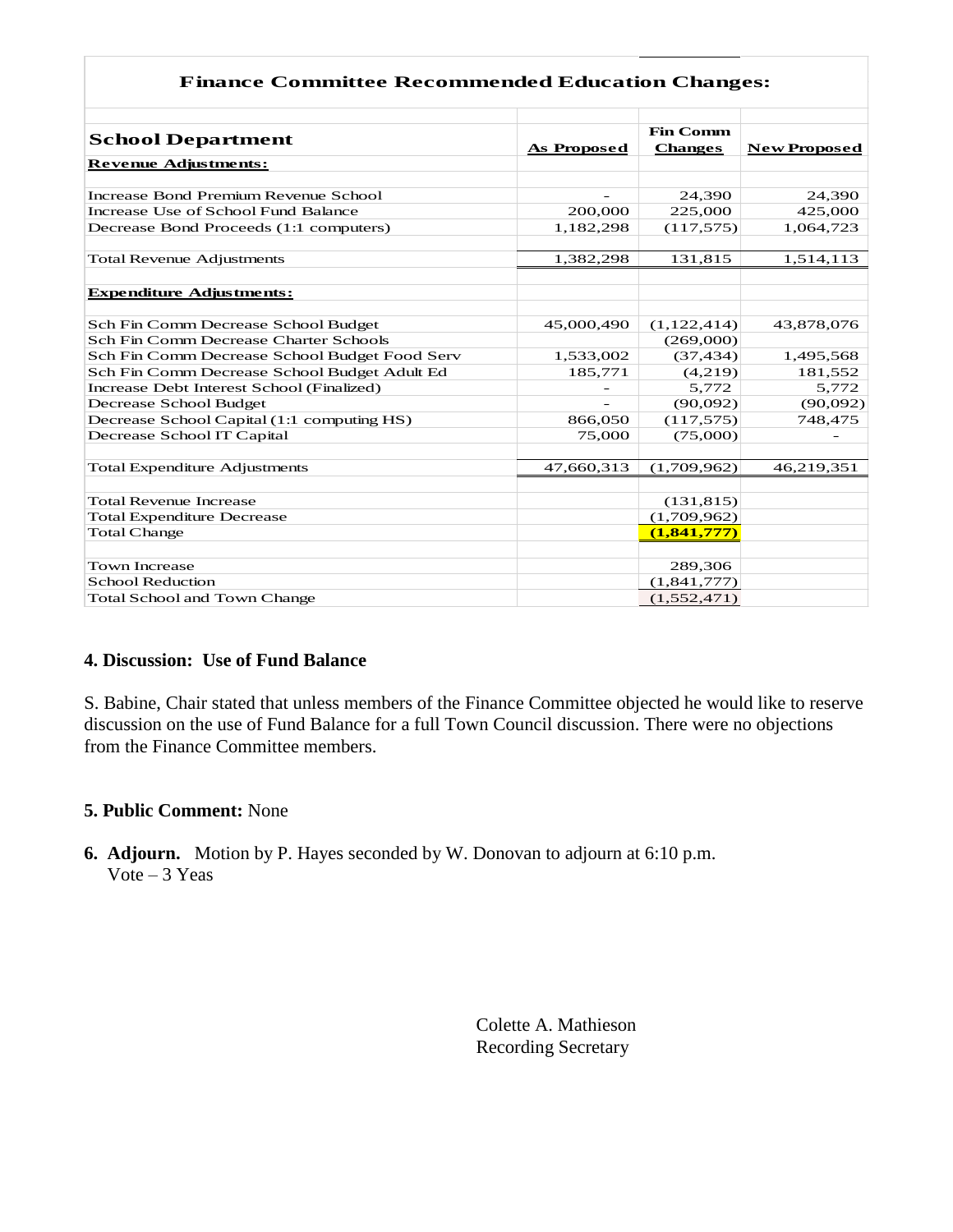**Finance Committee Recommended Education Changes:**

| School Department | As Proposed | Fin Comm Changes | New Proposed |
|---|---|---|---|
| **Revenue Adjustments:** | | | |
| Increase Bond Premium Revenue School | - | 24,390 | 24,390 |
| Increase Use of School Fund Balance | 200,000 | 225,000 | 425,000 |
| Decrease Bond Proceeds (1:1 computers) | 1,182,298 | (117,575) | 1,064,723 |
| Total Revenue Adjustments | 1,382,298 | 131,815 | 1,514,113 |
| **Expenditure Adjustments:** | | | |
| Sch Fin Comm Decrease School Budget | 45,000,490 | (1,122,414) | 43,878,076 |
| Sch Fin Comm Decrease Charter Schools | | (269,000) | |
| Sch Fin Comm Decrease School Budget Food Serv | 1,533,002 | (37,434) | 1,495,568 |
| Sch Fin Comm Decrease School Budget Adult Ed | 185,771 | (4,219) | 181,552 |
| Increase Debt Interest School (Finalized) | - | 5,772 | 5,772 |
| Decrease School Budget | - | (90,092) | (90,092) |
| Decrease School Capital (1:1 computing HS) | 866,050 | (117,575) | 748,475 |
| Decrease School IT Capital | 75,000 | (75,000) | - |
| Total Expenditure Adjustments | 47,660,313 | (1,709,962) | 46,219,351 |
| Total Revenue Increase | | (131,815) | |
| Total Expenditure Decrease | | (1,709,962) | |
| Total Change | | **(1,841,777)** | |
| Town Increase | | 289,306 | |
| School Reduction | | (1,841,777) | |
| Total School and Town Change | | (1,552,471) | |

**4. Discussion: Use of Fund Balance**

S. Babine, Chair stated that unless members of the Finance Committee objected he would like to reserve discussion on the use of Fund Balance for a full Town Council discussion. There were no objections from the Finance Committee members.

**5. Public Comment:** None

**6. Adjourn.** Motion by P. Hayes seconded by W. Donovan to adjourn at 6:10 p.m.
Vote – 3 Yeas

Colette A. Mathieson
Recording Secretary